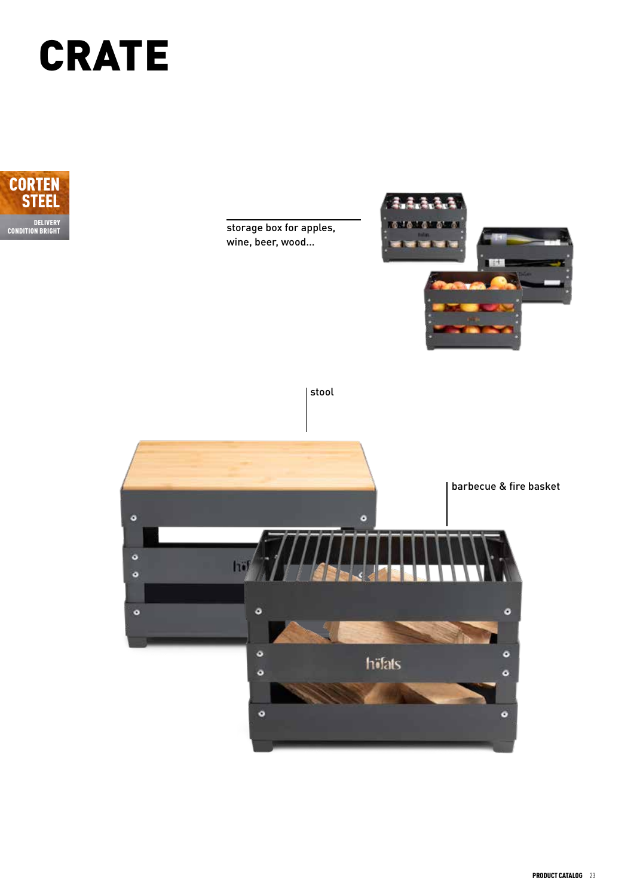# CRATE

**CORTEN STEEL**

DELIVERY CONDITION BRIGHT

storage box for apples, wine, beer, wood...

stool

barbecue & fire basket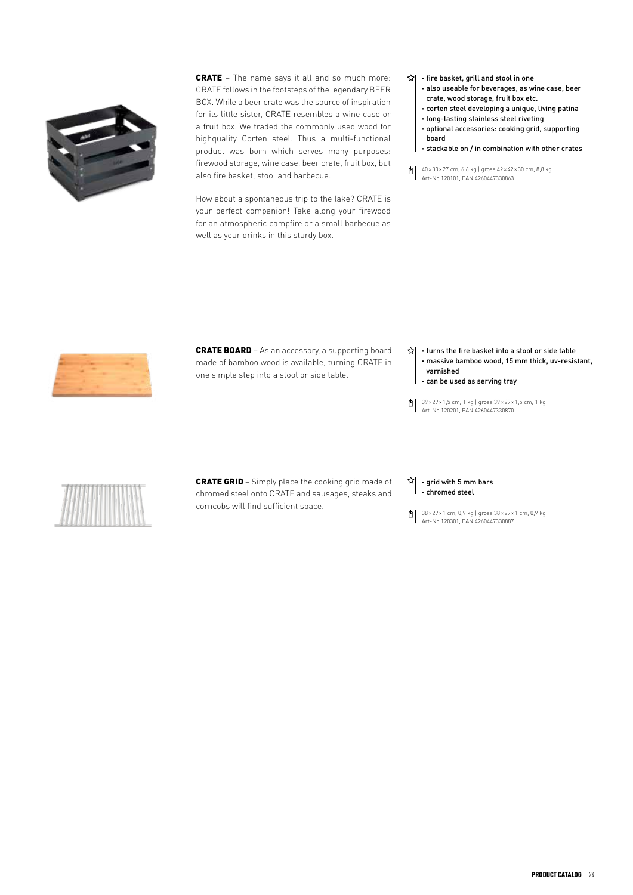**CRATE** – The name says it all and so much more: CRATE follows in the footsteps of the legendary BEER BOX. While a beer crate was the source of inspiration for its little sister, CRATE resembles a wine case or a fruit box. We traded the commonly used wood for highquality Corten steel. Thus a multi-functional product was born which serves many purposes: firewood storage, wine case, beer crate, fruit box, but also fire basket, stool and barbecue.

How about a spontaneous trip to the lake? CRATE is your perfect companion! Take along your firewood for an atmospheric campfire or a small barbecue as well as your drinks in this sturdy box.

- fire basket, grill and stool in one
- also useable for beverages, as wine case, beer crate, wood storage, fruit box etc.
- corten steel developing a unique, living patina
- long-lasting stainless steel riveting
- optional accessories: cooking grid, supporting board
- stackable on / in combination with other crates

40 × 30 × 27 cm, 6,6 kg | gross 42 × 42 × 30 cm, 8,8 kg
Art-No 120101, EAN 4260447330863

**CRATE BOARD** – As an accessory, a supporting board made of bamboo wood is available, turning CRATE in one simple step into a stool or side table.

- turns the fire basket into a stool or side table
- massive bamboo wood, 15 mm thick, uv-resistant, varnished
- can be used as serving tray

39 × 29 × 1,5 cm, 1 kg | gross 39 × 29 × 1,5 cm, 1 kg
Art-No 120201, EAN 4260447330870

**CRATE GRID** – Simply place the cooking grid made of chromed steel onto CRATE and sausages, steaks and corncobs will find sufficient space.

- grid with 5 mm bars
- chromed steel

38 × 29 × 1 cm, 0,9 kg | gross 38 × 29 × 1 cm, 0,9 kg
Art-No 120301, EAN 4260447330887